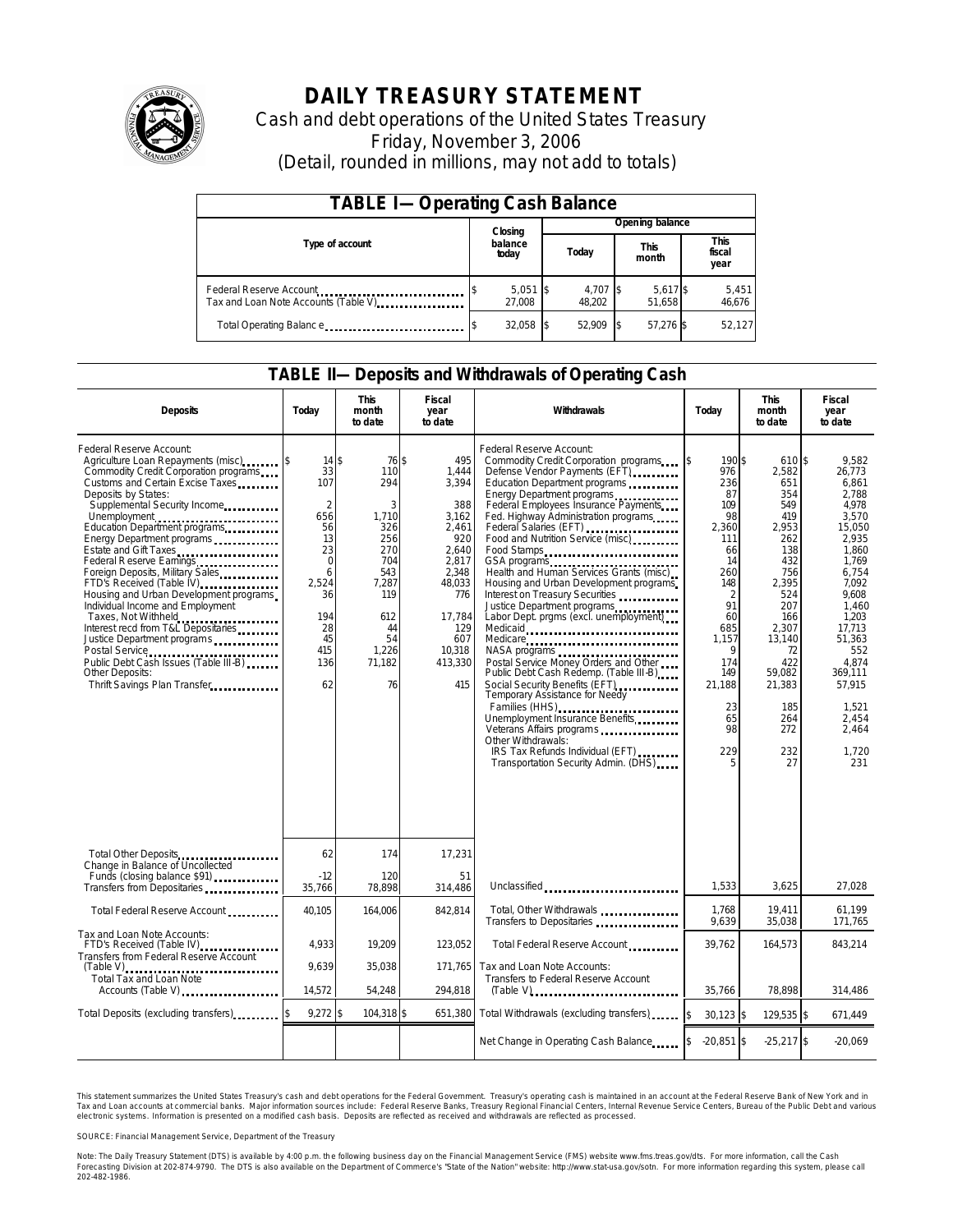# DAILY TREASURY STATEMENT

Cash and debt operations of the United States Treasury

Friday, November 3, 2006

(Detail, rounded in millions, may not add to totals)

## TABLE I—Operating Cash Balance

| Type of account | Closing balance today | Opening balance Today | Opening balance This month | Opening balance This fiscal year |
|---|---|---|---|---|
| Federal Reserve Account | $ 5,051 | $ 4,707 | $ 5,617 | $ 5,451 |
| Tax and Loan Note Accounts (Table V) | 27,008 | 48,202 | 51,658 | 46,676 |
| Total Operating Balance | $ 32,058 | $ 52,909 | $ 57,276 | $ 52,127 |

## TABLE II—Deposits and Withdrawals of Operating Cash

| Deposits | Today | This month to date | Fiscal year to date | Withdrawals | Today | This month to date | Fiscal year to date |
|---|---|---|---|---|---|---|---|
| Federal Reserve Account: | | | | Federal Reserve Account: | | | |
| Agriculture Loan Repayments (misc) | $ 14 | $ 76 | $ 495 | Commodity Credit Corporation programs | $ 190 | $ 610 | $ 9,582 |
| Commodity Credit Corporation programs | 33 | 110 | 1,444 | Defense Vendor Payments (EFT) | 976 | 2,582 | 26,773 |
| Customs and Certain Excise Taxes | 107 | 294 | 3,394 | Education Department programs | 236 | 651 | 6,861 |
| Deposits by States: | | | | Energy Department programs | 87 | 354 | 2,788 |
| Supplemental Security Income | 2 | 3 | 388 | Federal Employees Insurance Payments | 109 | 549 | 4,978 |
| Unemployment | 656 | 1,710 | 3,162 | Fed. Highway Administration programs | 98 | 419 | 3,570 |
| Education Department programs | 56 | 326 | 2,461 | Federal Salaries (EFT) | 2,360 | 2,953 | 15,050 |
| Energy Department programs | 13 | 256 | 920 | Food and Nutrition Service (misc) | 111 | 262 | 2,935 |
| Estate and Gift Taxes | 23 | 270 | 2,640 | Food Stamps | 66 | 138 | 1,860 |
| Federal Reserve Earnings | 0 | 704 | 2,817 | GSA programs | 14 | 432 | 1,769 |
| Foreign Deposits, Military Sales | 6 | 543 | 2,348 | Health and Human Services Grants (misc) | 260 | 756 | 6,754 |
| FTD's Received (Table IV) | 2,524 | 7,287 | 48,033 | Housing and Urban Development programs | 148 | 2,395 | 7,092 |
| Housing and Urban Development programs | 36 | 119 | 776 | Interest on Treasury Securities | 2 | 524 | 9,608 |
| Individual Income and Employment | | | | Justice Department programs | 91 | 207 | 1,460 |
| Taxes, Not Withheld | 194 | 612 | 17,784 | Labor Dept. prgms (excl. unemployment) | 60 | 166 | 1,203 |
| Interest recd from T&L Depositaries | 28 | 44 | 129 | Medicaid | 685 | 2,307 | 17,713 |
| Justice Department programs | 45 | 54 | 607 | Medicare | 1,157 | 13,140 | 51,363 |
| Postal Service | 415 | 1,226 | 10,318 | NASA programs | 9 | 72 | 552 |
| Public Debt Cash Issues (Table III-B) | 136 | 71,182 | 413,330 | Postal Service Money Orders and Other | 174 | 422 | 4,874 |
| Other Deposits: | | | | Public Debt Cash Redemp. (Table III-B) | 149 | 59,082 | 369,111 |
| Thrift Savings Plan Transfer | 62 | 76 | 415 | Social Security Benefits (EFT) | 21,188 | 21,383 | 57,915 |
| | | | | Temporary Assistance for Needy Families (HHS) | 23 | 185 | 1,521 |
| | | | | Unemployment Insurance Benefits | 65 | 264 | 2,454 |
| | | | | Veterans Affairs programs | 98 | 272 | 2,464 |
| | | | | Other Withdrawals: | | | |
| | | | | IRS Tax Refunds Individual (EFT) | 229 | 232 | 1,720 |
| | | | | Transportation Security Admin. (DHS) | 5 | 27 | 231 |
| Total Other Deposits | 62 | 174 | 17,231 | | | | |
| Change in Balance of Uncollected Funds (closing balance $91) | -12 | 120 | 51 | | | | |
| Transfers from Depositaries | 35,766 | 78,898 | 314,486 | Unclassified | 1,533 | 3,625 | 27,028 |
| Total Federal Reserve Account | 40,105 | 164,006 | 842,814 | Total, Other Withdrawals | 1,768 | 19,411 | 61,199 |
| | | | | Transfers to Depositaries | 9,639 | 35,038 | 171,765 |
| Tax and Loan Note Accounts: | | | | Total Federal Reserve Account | 39,762 | 164,573 | 843,214 |
| FTD's Received (Table IV) | 4,933 | 19,209 | 123,052 | | | | |
| Transfers from Federal Reserve Account (Table V) | 9,639 | 35,038 | 171,765 | Tax and Loan Note Accounts: | | | |
| Total Tax and Loan Note Accounts (Table V) | 14,572 | 54,248 | 294,818 | Transfers to Federal Reserve Account (Table V) | 35,766 | 78,898 | 314,486 |
| Total Deposits (excluding transfers) | $ 9,272 | $ 104,318 | $ 651,380 | Total Withdrawals (excluding transfers) | $ 30,123 | $ 129,535 | $ 671,449 |
| | | | | Net Change in Operating Cash Balance | $ -20,851 | $ -25,217 | $ -20,069 |

This statement summarizes the United States Treasury's cash and debt operations for the Federal Government. Treasury's operating cash is maintained in an account at the Federal Reserve Bank of New York and in Tax and Loan accounts at commercial banks. Major information sources include: Federal Reserve Banks, Treasury Regional Financial Centers, Internal Revenue Service Centers, Bureau of the Public Debt and various electronic systems. Information is presented on a modified cash basis. Deposits are reflected as received and withdrawals are reflected as processed.

SOURCE: Financial Management Service, Department of the Treasury

Note: The Daily Treasury Statement (DTS) is available by 4:00 p.m. the following business day on the Financial Management Service (FMS) website www.fms.treas.gov/dts. For more information, call the Cash Forecasting Division at 202-874-9790. The DTS is also available on the Department of Commerce's "State of the Nation" website: http://www.stat-usa.gov/sotn. For more information regarding this system, please call 202-482-1986.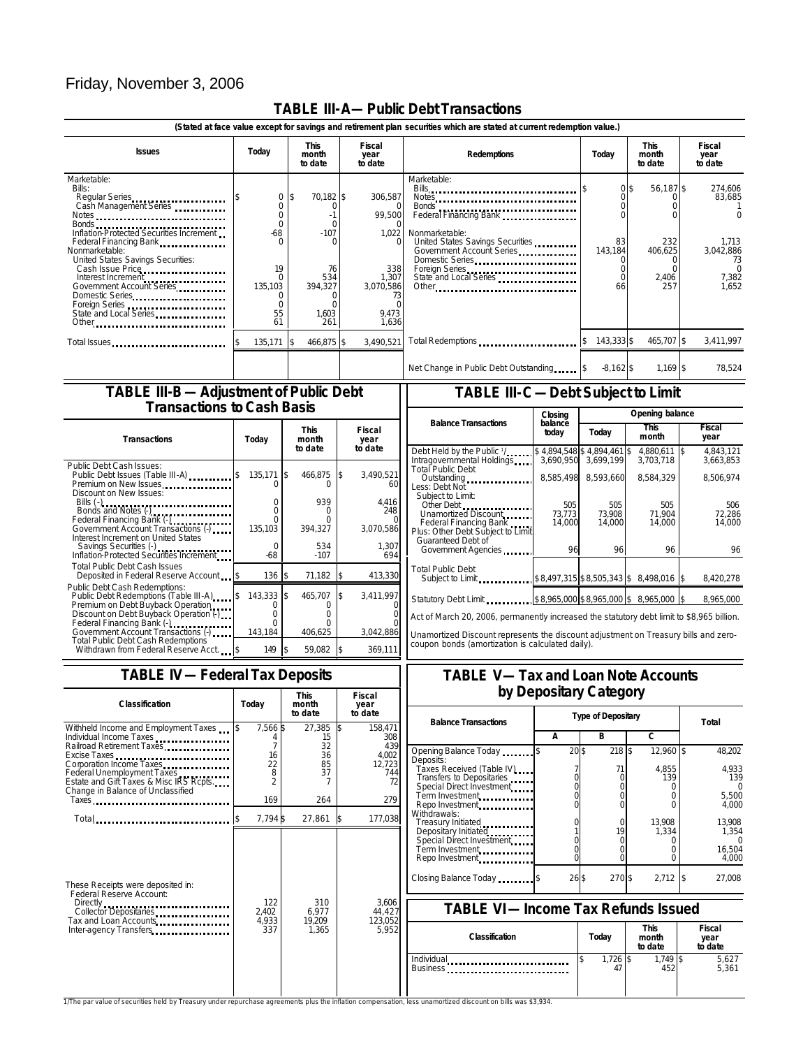Friday, November 3, 2006

## TABLE III-A — Public Debt Transactions

(Stated at face value except for savings and retirement plan securities which are stated at current redemption value.)

| Issues | Today | This month to date | Fiscal year to date | Redemptions | Today | This month to date | Fiscal year to date |
|---|---|---|---|---|---|---|---|
| Marketable: | | | | Marketable: | | | |
| Bills: | | | | Bills | $ 0 | $ 56,187 | $ 274,606 |
| Regular Series | $ 0 | $ 70,182 | $ 306,587 | Notes | 0 | 0 | 83,685 |
| Cash Management Series | 0 | 0 | 0 | Bonds | 0 | 0 | 1 |
| Notes | 0 | -1 | 99,500 | Federal Financing Bank | 0 | 0 | 0 |
| Bonds | 0 | 0 | 0 | | | | |
| Inflation-Protected Securities Increment | -68 | -107 | 1,022 | Nonmarketable: | | | |
| Federal Financing Bank | 0 | 0 | 0 | United States Savings Securities | 83 | 232 | 1,713 |
| Nonmarketable: | | | | Government Account Series | 143,184 | 406,625 | 3,042,886 |
| United States Savings Securities: | | | | Domestic Series | 0 | 0 | 73 |
| Cash Issue Price | 19 | 76 | 338 | Foreign Series | 0 | 0 | 0 |
| Interest Increment | 0 | 534 | 1,307 | State and Local Series | 0 | 2,406 | 7,382 |
| Government Account Series | 135,103 | 394,327 | 3,070,586 | Other | 66 | 257 | 1,652 |
| Domestic Series | 0 | 0 | 73 | | | | |
| Foreign Series | 0 | 0 | 0 | | | | |
| State and Local Series | 55 | 1,603 | 9,473 | | | | |
| Other | 61 | 261 | 1,636 | | | | |
| Total Issues | $ 135,171 | $ 466,875 | $ 3,490,521 | Total Redemptions | $ 143,333 | $ 465,707 | $ 3,411,997 |
| | | | | Net Change in Public Debt Outstanding | $ -8,162 | $ 1,169 | $ 78,524 |

## TABLE III-B — Adjustment of Public Debt Transactions to Cash Basis

| Transactions | Today | This month to date | Fiscal year to date |
|---|---|---|---|
| Public Debt Cash Issues: | | | |
| Public Debt Issues (Table III-A) | $ 135,171 | $ 466,875 | $ 3,490,521 |
| Premium on New Issues | 0 | 0 | 60 |
| Discount on New Issues: | | | |
| Bills (-) | 0 | 939 | 4,416 |
| Bonds and Notes (-) | 0 | 0 | 248 |
| Federal Financing Bank (-) | 0 | 0 | 0 |
| Government Account Transactions (-) | 135,103 | 394,327 | 3,070,586 |
| Interest Increment on United States Savings Securities (-) | 0 | 534 | 1,307 |
| Inflation-Protected Securities Increment | -68 | -107 | 694 |
| Total Public Debt Cash Issues Deposited in Federal Reserve Account | $ 136 | $ 71,182 | $ 413,330 |
| Public Debt Cash Redemptions: | | | |
| Public Debt Redemptions (Table III-A) | $ 143,333 | $ 465,707 | $ 3,411,997 |
| Premium on Debt Buyback Operation | 0 | 0 | 0 |
| Discount on Debt Buyback Operation (-) | 0 | 0 | 0 |
| Federal Financing Bank (-) | 0 | 0 | 0 |
| Government Account Transactions (-) | 143,184 | 406,625 | 3,042,886 |
| Total Public Debt Cash Redemptions Withdrawn from Federal Reserve Acct. | $ 149 | $ 59,082 | $ 369,111 |

## TABLE III-C — Debt Subject to Limit

| Balance Transactions | Closing balance today | Opening balance Today | Opening balance This month | Opening balance Fiscal year |
|---|---|---|---|---|
| Debt Held by the Public [1] | $ 4,894,548 | $ 4,894,461 | $ 4,880,611 | $ 4,843,121 |
| Intragovernmental Holdings | 3,690,950 | 3,699,199 | 3,703,718 | 3,663,853 |
| Total Public Debt Outstanding | 8,585,498 | 8,593,660 | 8,584,329 | 8,506,974 |
| Less: Debt Not Subject to Limit: | | | | |
| Other Debt | 505 | 505 | 505 | 506 |
| Unamortized Discount | 73,773 | 73,908 | 71,904 | 72,286 |
| Federal Financing Bank | 14,000 | 14,000 | 14,000 | 14,000 |
| Plus: Other Debt Subject to Limit Guaranteed Debt of Government Agencies | 96 | 96 | 96 | 96 |
| Total Public Debt Subject to Limit | $ 8,497,315 | $ 8,505,343 | $ 8,498,016 | $ 8,420,278 |
| Statutory Debt Limit | $ 8,965,000 | $ 8,965,000 | $ 8,965,000 | $ 8,965,000 |

Act of March 20, 2006, permanently increased the statutory debt limit to $8,965 billion.

Unamortized Discount represents the discount adjustment on Treasury bills and zero-coupon bonds (amortization is calculated daily).

## TABLE IV — Federal Tax Deposits

| Classification | Today | This month to date | Fiscal year to date |
|---|---|---|---|
| Withheld Income and Employment Taxes | $ 7,566 | $ 27,385 | $ 158,471 |
| Individual Income Taxes | 4 | 15 | 308 |
| Railroad Retirement Taxes | 7 | 32 | 439 |
| Excise Taxes | 16 | 36 | 4,002 |
| Corporation Income Taxes | 22 | 85 | 12,723 |
| Federal Unemployment Taxes | 8 | 37 | 744 |
| Estate and Gift Taxes & Misc IRS Rcpts. | 2 | 7 | 72 |
| Change in Balance of Unclassified Taxes | 169 | 264 | 279 |
| Total | $ 7,794 | $ 27,861 | $ 177,038 |
| These Receipts were deposited in: | | | |
| Federal Reserve Account: | | | |
| Directly | 122 | 310 | 3,606 |
| Collector Depositaries | 2,402 | 6,977 | 44,427 |
| Tax and Loan Accounts | 4,933 | 19,209 | 123,052 |
| Inter-agency Transfers | 337 | 1,365 | 5,952 |

## TABLE V — Tax and Loan Note Accounts by Depositary Category

| Balance Transactions | Type of Depositary A | Type of Depositary B | Type of Depositary C | Total |
|---|---|---|---|---|
| Opening Balance Today | $ 20 | $ 218 | $ 12,960 | $ 48,202 |
| Deposits: | | | | |
| Taxes Received (Table IV) | 7 | 71 | 4,855 | 4,933 |
| Transfers to Depositaries | 0 | 0 | 139 | 139 |
| Special Direct Investment | 0 | 0 | 0 | 0 |
| Term Investment | 0 | 0 | 0 | 5,500 |
| Repo Investment | 0 | 0 | 0 | 4,000 |
| Withdrawals: | | | | |
| Treasury Initiated | 0 | 0 | 13,908 | 13,908 |
| Depositary Initiated | 1 | 19 | 1,334 | 1,354 |
| Special Direct Investment | 0 | 0 | 0 | 0 |
| Term Investment | 0 | 0 | 0 | 16,504 |
| Repo Investment | 0 | 0 | 0 | 4,000 |
| Closing Balance Today | $ 26 | $ 270 | $ 2,712 | $ 27,008 |

## TABLE VI — Income Tax Refunds Issued

| Classification | Today | This month to date | Fiscal year to date |
|---|---|---|---|
| Individual | $ 1,726 | $ 1,749 | $ 5,627 |
| Business | 47 | 452 | 5,361 |

1/The par value of securities held by Treasury under repurchase agreements plus the inflation compensation, less unamortized discount on bills was $3,934.